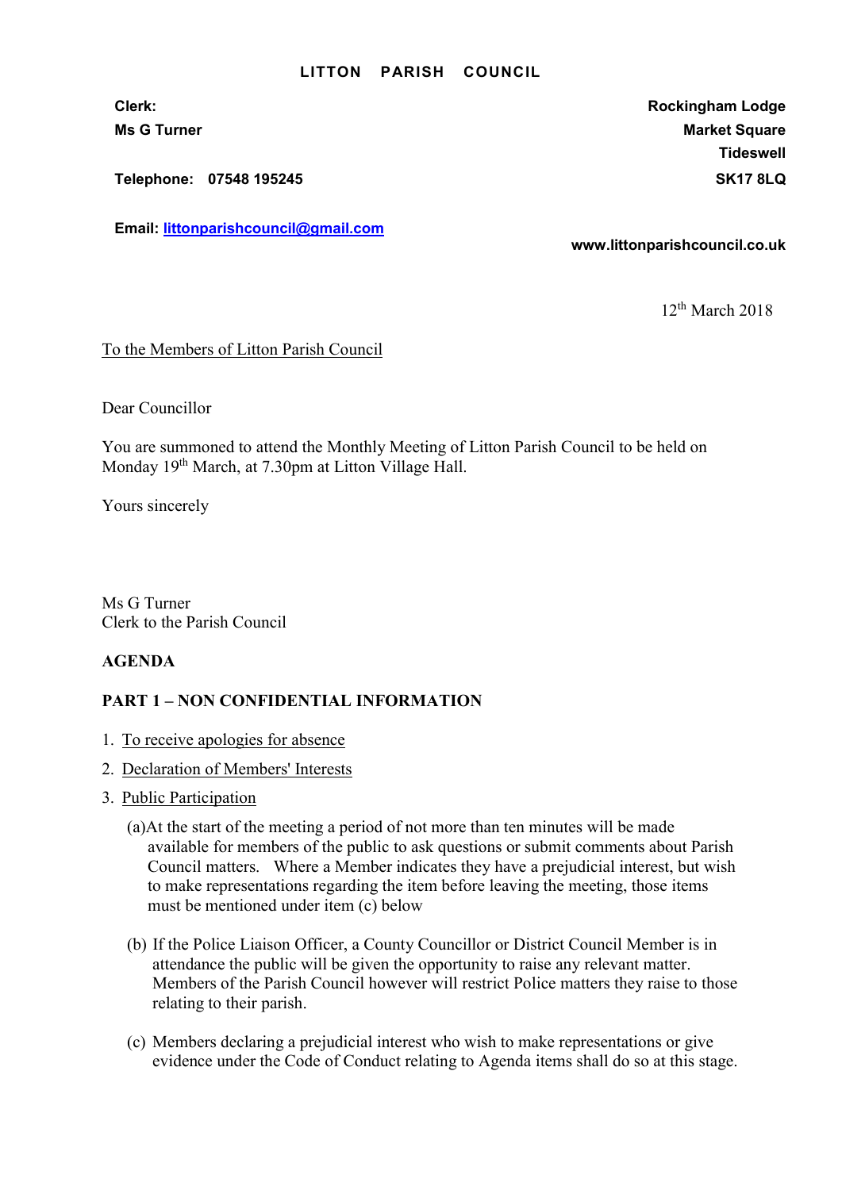# LITTON PARISH COUNCIL

**Clerk:**
**Ms G Turner**

**Telephone: 07548 195245**

**Email: littonparishcouncil@gmail.com**

**Rockingham Lodge**
**Market Square**
**Tideswell**
**SK17 8LQ**

**www.littonparishcouncil.co.uk**

12th March 2018

To the Members of Litton Parish Council

Dear Councillor

You are summoned to attend the Monthly Meeting of Litton Parish Council to be held on Monday 19th March, at 7.30pm at Litton Village Hall.

Yours sincerely

Ms G Turner
Clerk to the Parish Council

**AGENDA**

**PART 1 – NON CONFIDENTIAL INFORMATION**

1. To receive apologies for absence
2. Declaration of Members' Interests
3. Public Participation

   (a) At the start of the meeting a period of not more than ten minutes will be made available for members of the public to ask questions or submit comments about Parish Council matters. Where a Member indicates they have a prejudicial interest, but wish to make representations regarding the item before leaving the meeting, those items must be mentioned under item (c) below

   (b) If the Police Liaison Officer, a County Councillor or District Council Member is in attendance the public will be given the opportunity to raise any relevant matter. Members of the Parish Council however will restrict Police matters they raise to those relating to their parish.

   (c) Members declaring a prejudicial interest who wish to make representations or give evidence under the Code of Conduct relating to Agenda items shall do so at this stage.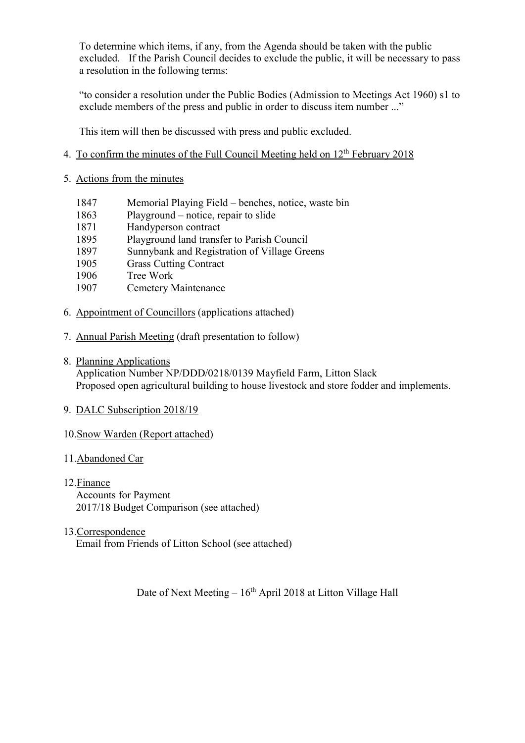To determine which items, if any, from the Agenda should be taken with the public excluded. If the Parish Council decides to exclude the public, it will be necessary to pass a resolution in the following terms:

"to consider a resolution under the Public Bodies (Admission to Meetings Act 1960) s1 to exclude members of the press and public in order to discuss item number ..."

This item will then be discussed with press and public excluded.

4. To confirm the minutes of the Full Council Meeting held on 12th February 2018

5. Actions from the minutes

   | | |
   |---|---|
   | 1847 | Memorial Playing Field – benches, notice, waste bin |
   | 1863 | Playground – notice, repair to slide |
   | 1871 | Handyperson contract |
   | 1895 | Playground land transfer to Parish Council |
   | 1897 | Sunnybank and Registration of Village Greens |
   | 1905 | Grass Cutting Contract |
   | 1906 | Tree Work |
   | 1907 | Cemetery Maintenance |

6. Appointment of Councillors (applications attached)

7. Annual Parish Meeting (draft presentation to follow)

8. Planning Applications
   Application Number NP/DDD/0218/0139 Mayfield Farm, Litton Slack
   Proposed open agricultural building to house livestock and store fodder and implements.

9. DALC Subscription 2018/19

10. Snow Warden (Report attached)

11. Abandoned Car

12. Finance
    Accounts for Payment
    2017/18 Budget Comparison (see attached)

13. Correspondence
    Email from Friends of Litton School (see attached)

Date of Next Meeting – 16th April 2018 at Litton Village Hall